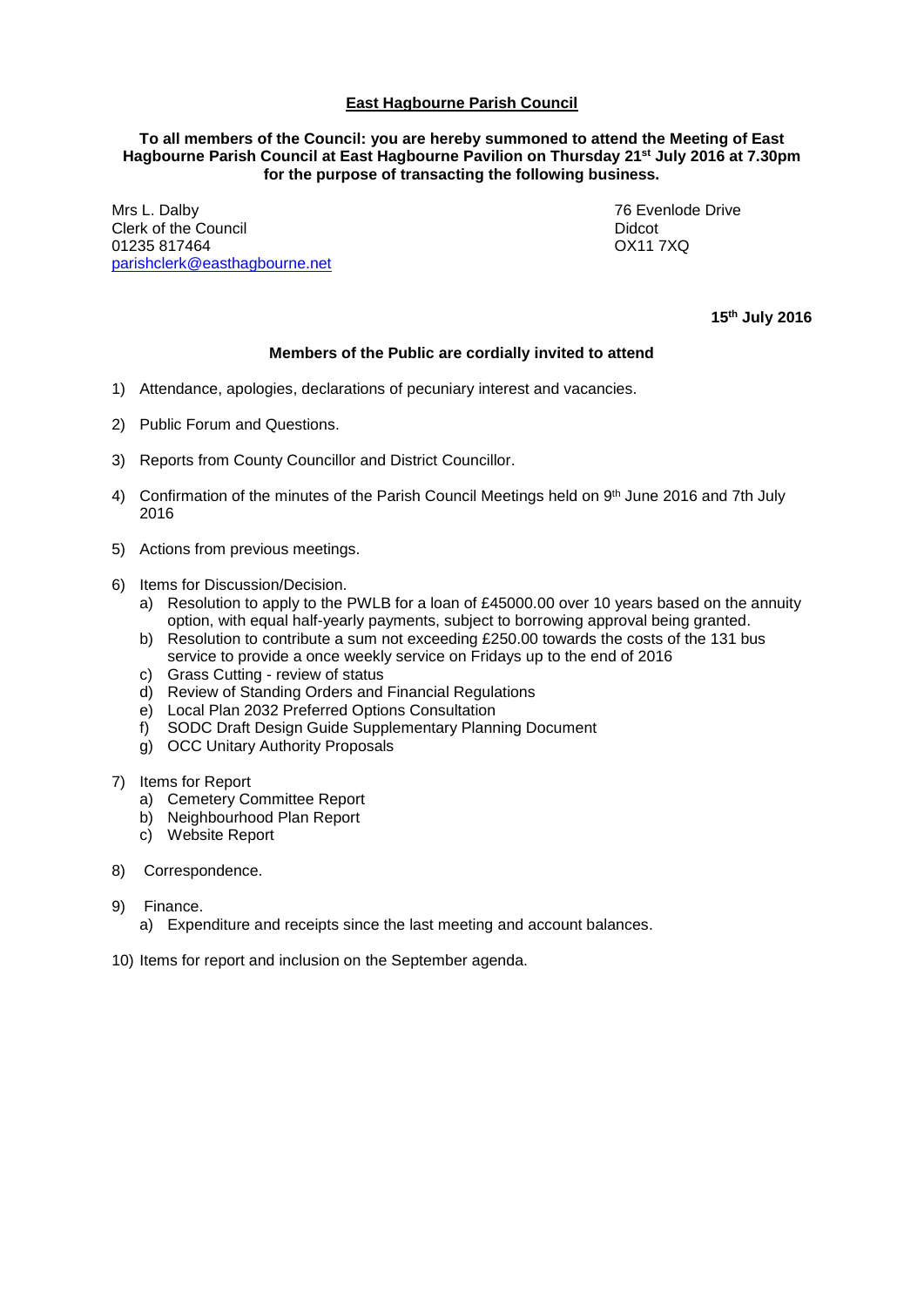# East Hagbourne Parish Council

**To all members of the Council: you are hereby summoned to attend the Meeting of East Hagbourne Parish Council at East Hagbourne Pavilion on Thursday 21st July 2016 at 7.30pm for the purpose of transacting the following business.**

Mrs L. Dalby
Clerk of the Council
01235 817464
parishclerk@easthagbourne.net

76 Evenlode Drive
Didcot
OX11 7XQ

**15th July 2016**

**Members of the Public are cordially invited to attend**

1) Attendance, apologies, declarations of pecuniary interest and vacancies.

2) Public Forum and Questions.

3) Reports from County Councillor and District Councillor.

4) Confirmation of the minutes of the Parish Council Meetings held on 9th June 2016 and 7th July 2016

5) Actions from previous meetings.

6) Items for Discussion/Decision.
   a) Resolution to apply to the PWLB for a loan of £45000.00 over 10 years based on the annuity option, with equal half-yearly payments, subject to borrowing approval being granted.
   b) Resolution to contribute a sum not exceeding £250.00 towards the costs of the 131 bus service to provide a once weekly service on Fridays up to the end of 2016
   c) Grass Cutting - review of status
   d) Review of Standing Orders and Financial Regulations
   e) Local Plan 2032 Preferred Options Consultation
   f) SODC Draft Design Guide Supplementary Planning Document
   g) OCC Unitary Authority Proposals

7) Items for Report
   a) Cemetery Committee Report
   b) Neighbourhood Plan Report
   c) Website Report

8) Correspondence.

9) Finance.
   a) Expenditure and receipts since the last meeting and account balances.

10) Items for report and inclusion on the September agenda.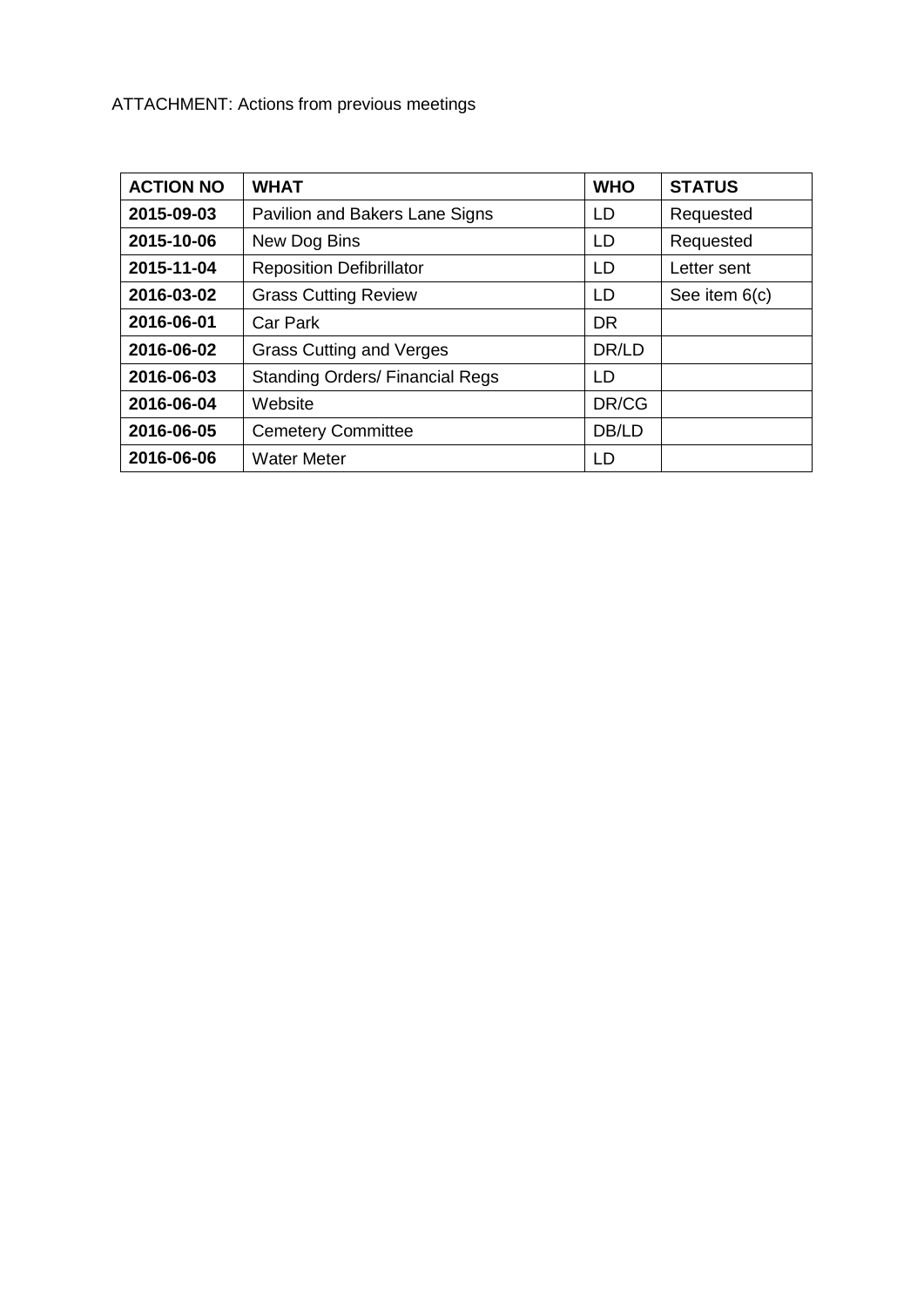ATTACHMENT: Actions from previous meetings

| ACTION NO | WHAT | WHO | STATUS |
|---|---|---|---|
| **2015-09-03** | Pavilion and Bakers Lane Signs | LD | Requested |
| **2015-10-06** | New Dog Bins | LD | Requested |
| **2015-11-04** | Reposition Defibrillator | LD | Letter sent |
| **2016-03-02** | Grass Cutting Review | LD | See item 6(c) |
| **2016-06-01** | Car Park | DR | |
| **2016-06-02** | Grass Cutting and Verges | DR/LD | |
| **2016-06-03** | Standing Orders/ Financial Regs | LD | |
| **2016-06-04** | Website | DR/CG | |
| **2016-06-05** | Cemetery Committee | DB/LD | |
| **2016-06-06** | Water Meter | LD | |